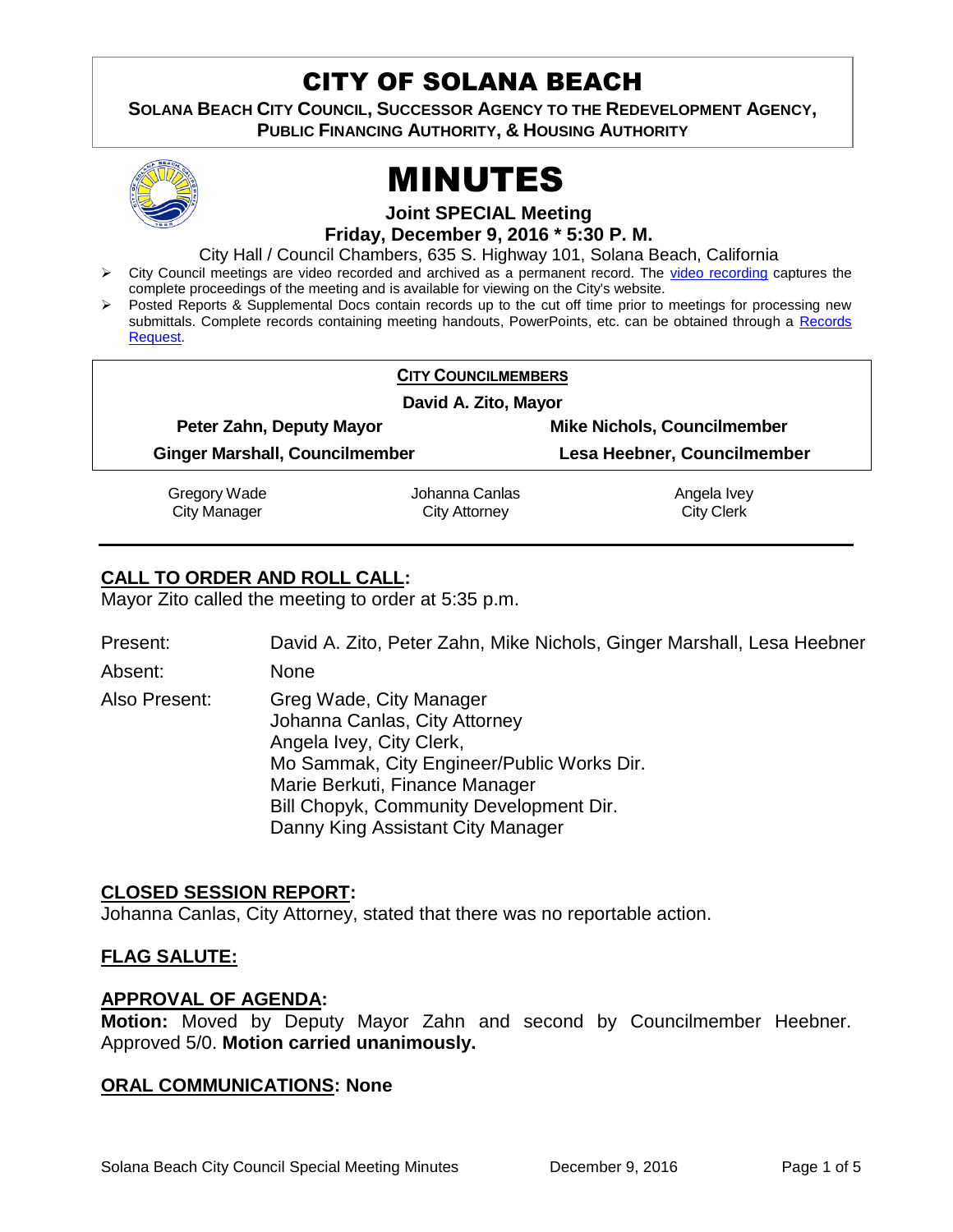# CITY OF SOLANA BEACH

**SOLANA BEACH CITY COUNCIL, SUCCESSOR AGENCY TO THE REDEVELOPMENT AGENCY, PUBLIC FINANCING AUTHORITY, & HOUSING AUTHORITY**

# MINUTES

**Joint SPECIAL Meeting**

**Friday, December 9, 2016 * 5:30 P. M.**

City Hall / Council Chambers, 635 S. Highway 101, Solana Beach, California

- City Council meetings are video recorded and archived as a permanent record. The video recording captures the complete proceedings of the meeting and is available for viewing on the City's website.
- Posted Reports & Supplemental Docs contain records up to the cut off time prior to meetings for processing new submittals. Complete records containing meeting handouts, PowerPoints, etc. can be obtained through a Records Request.

**CITY COUNCILMEMBERS**

**David A. Zito, Mayor**

| | |
|---|---|
| **Peter Zahn, Deputy Mayor** | **Mike Nichols, Councilmember** |
| **Ginger Marshall, Councilmember** | **Lesa Heebner, Councilmember** |

| | | |
|---|---|---|
| Gregory Wade<br>City Manager | Johanna Canlas<br>City Attorney | Angela Ivey<br>City Clerk |

## CALL TO ORDER AND ROLL CALL:

Mayor Zito called the meeting to order at 5:35 p.m.

| | |
|---|---|
| Present: | David A. Zito, Peter Zahn, Mike Nichols, Ginger Marshall, Lesa Heebner |
| Absent: | None |
| Also Present: | Greg Wade, City Manager<br>Johanna Canlas, City Attorney<br>Angela Ivey, City Clerk,<br>Mo Sammak, City Engineer/Public Works Dir.<br>Marie Berkuti, Finance Manager<br>Bill Chopyk, Community Development Dir.<br>Danny King Assistant City Manager |

## CLOSED SESSION REPORT:

Johanna Canlas, City Attorney, stated that there was no reportable action.

## FLAG SALUTE:

## APPROVAL OF AGENDA:

**Motion:** Moved by Deputy Mayor Zahn and second by Councilmember Heebner. Approved 5/0. **Motion carried unanimously.**

## ORAL COMMUNICATIONS: None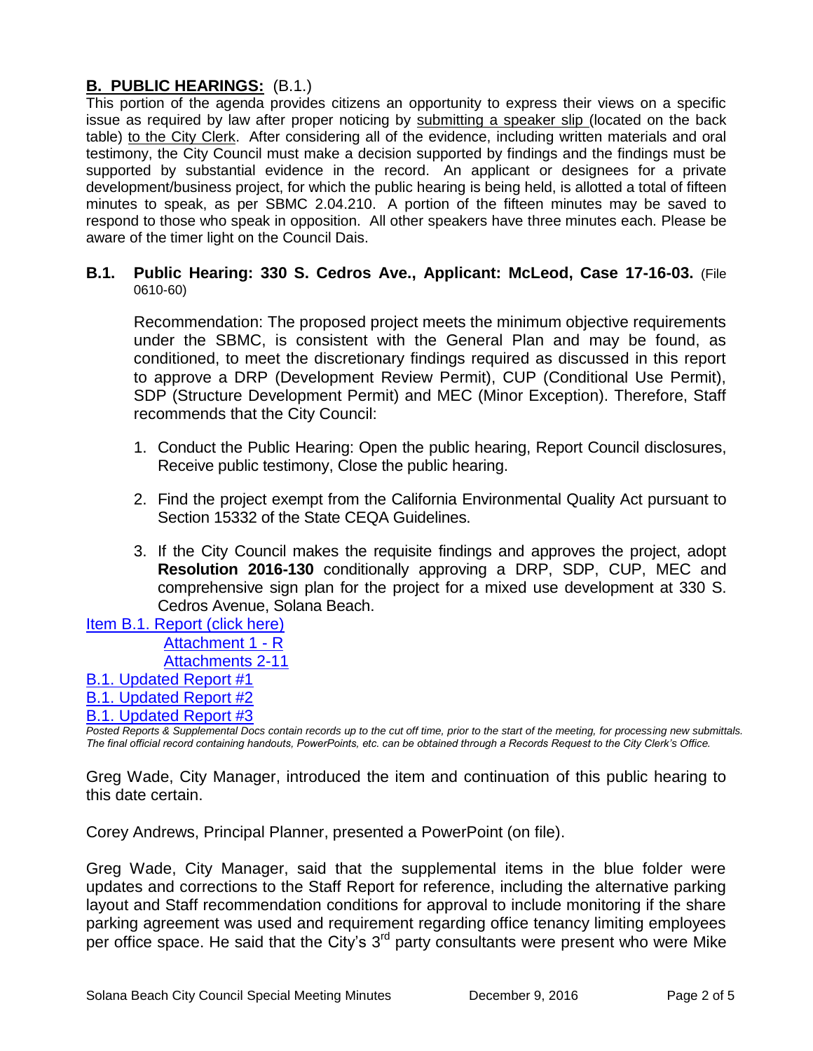## B. PUBLIC HEARINGS: (B.1.)

This portion of the agenda provides citizens an opportunity to express their views on a specific issue as required by law after proper noticing by submitting a speaker slip (located on the back table) to the City Clerk. After considering all of the evidence, including written materials and oral testimony, the City Council must make a decision supported by findings and the findings must be supported by substantial evidence in the record. An applicant or designees for a private development/business project, for which the public hearing is being held, is allotted a total of fifteen minutes to speak, as per SBMC 2.04.210. A portion of the fifteen minutes may be saved to respond to those who speak in opposition. All other speakers have three minutes each. Please be aware of the timer light on the Council Dais.

**B.1. Public Hearing: 330 S. Cedros Ave., Applicant: McLeod, Case 17-16-03.** (File 0610-60)

Recommendation: The proposed project meets the minimum objective requirements under the SBMC, is consistent with the General Plan and may be found, as conditioned, to meet the discretionary findings required as discussed in this report to approve a DRP (Development Review Permit), CUP (Conditional Use Permit), SDP (Structure Development Permit) and MEC (Minor Exception). Therefore, Staff recommends that the City Council:

1. Conduct the Public Hearing: Open the public hearing, Report Council disclosures, Receive public testimony, Close the public hearing.
2. Find the project exempt from the California Environmental Quality Act pursuant to Section 15332 of the State CEQA Guidelines.
3. If the City Council makes the requisite findings and approves the project, adopt **Resolution 2016-130** conditionally approving a DRP, SDP, CUP, MEC and comprehensive sign plan for the project for a mixed use development at 330 S. Cedros Avenue, Solana Beach.

Item B.1. Report (click here)
Attachment 1 - R
Attachments 2-11
B.1. Updated Report #1
B.1. Updated Report #2
B.1. Updated Report #3

*Posted Reports & Supplemental Docs contain records up to the cut off time, prior to the start of the meeting, for processing new submittals. The final official record containing handouts, PowerPoints, etc. can be obtained through a Records Request to the City Clerk's Office.*

Greg Wade, City Manager, introduced the item and continuation of this public hearing to this date certain.

Corey Andrews, Principal Planner, presented a PowerPoint (on file).

Greg Wade, City Manager, said that the supplemental items in the blue folder were updates and corrections to the Staff Report for reference, including the alternative parking layout and Staff recommendation conditions for approval to include monitoring if the share parking agreement was used and requirement regarding office tenancy limiting employees per office space. He said that the City's 3rd party consultants were present who were Mike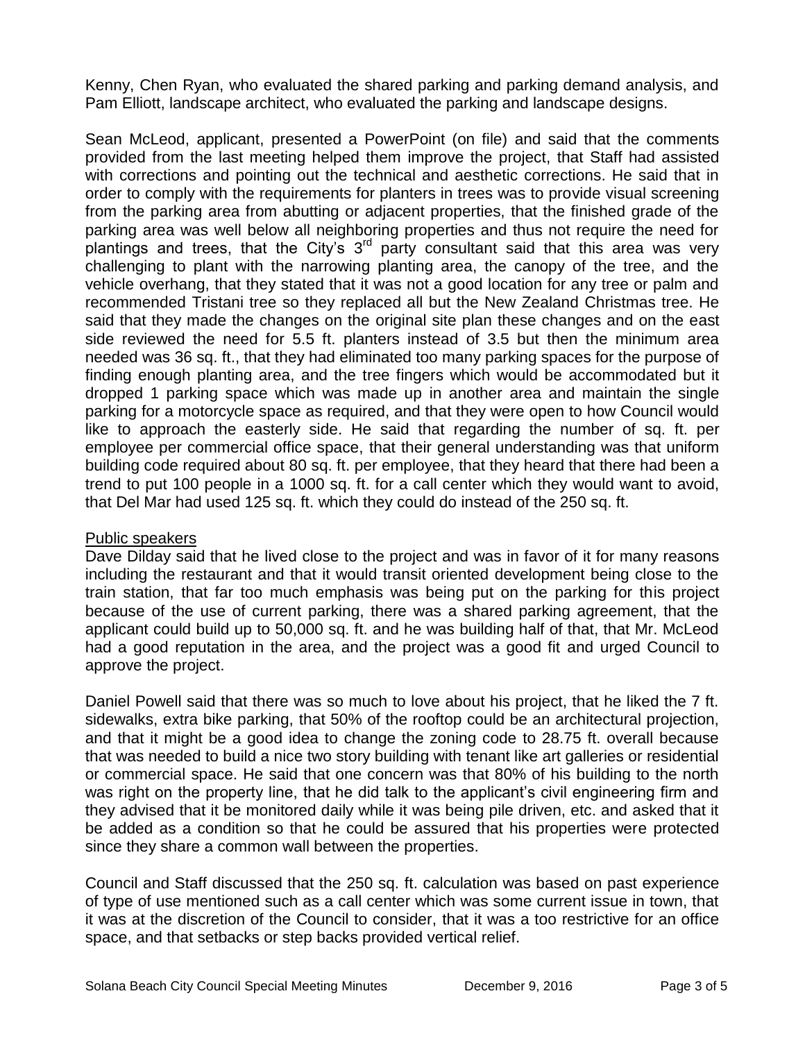Kenny, Chen Ryan, who evaluated the shared parking and parking demand analysis, and Pam Elliott, landscape architect, who evaluated the parking and landscape designs.

Sean McLeod, applicant, presented a PowerPoint (on file) and said that the comments provided from the last meeting helped them improve the project, that Staff had assisted with corrections and pointing out the technical and aesthetic corrections. He said that in order to comply with the requirements for planters in trees was to provide visual screening from the parking area from abutting or adjacent properties, that the finished grade of the parking area was well below all neighboring properties and thus not require the need for plantings and trees, that the City's 3rd party consultant said that this area was very challenging to plant with the narrowing planting area, the canopy of the tree, and the vehicle overhang, that they stated that it was not a good location for any tree or palm and recommended Tristani tree so they replaced all but the New Zealand Christmas tree. He said that they made the changes on the original site plan these changes and on the east side reviewed the need for 5.5 ft. planters instead of 3.5 but then the minimum area needed was 36 sq. ft., that they had eliminated too many parking spaces for the purpose of finding enough planting area, and the tree fingers which would be accommodated but it dropped 1 parking space which was made up in another area and maintain the single parking for a motorcycle space as required, and that they were open to how Council would like to approach the easterly side. He said that regarding the number of sq. ft. per employee per commercial office space, that their general understanding was that uniform building code required about 80 sq. ft. per employee, that they heard that there had been a trend to put 100 people in a 1000 sq. ft. for a call center which they would want to avoid, that Del Mar had used 125 sq. ft. which they could do instead of the 250 sq. ft.

Public speakers

Dave Dilday said that he lived close to the project and was in favor of it for many reasons including the restaurant and that it would transit oriented development being close to the train station, that far too much emphasis was being put on the parking for this project because of the use of current parking, there was a shared parking agreement, that the applicant could build up to 50,000 sq. ft. and he was building half of that, that Mr. McLeod had a good reputation in the area, and the project was a good fit and urged Council to approve the project.

Daniel Powell said that there was so much to love about his project, that he liked the 7 ft. sidewalks, extra bike parking, that 50% of the rooftop could be an architectural projection, and that it might be a good idea to change the zoning code to 28.75 ft. overall because that was needed to build a nice two story building with tenant like art galleries or residential or commercial space. He said that one concern was that 80% of his building to the north was right on the property line, that he did talk to the applicant's civil engineering firm and they advised that it be monitored daily while it was being pile driven, etc. and asked that it be added as a condition so that he could be assured that his properties were protected since they share a common wall between the properties.

Council and Staff discussed that the 250 sq. ft. calculation was based on past experience of type of use mentioned such as a call center which was some current issue in town, that it was at the discretion of the Council to consider, that it was a too restrictive for an office space, and that setbacks or step backs provided vertical relief.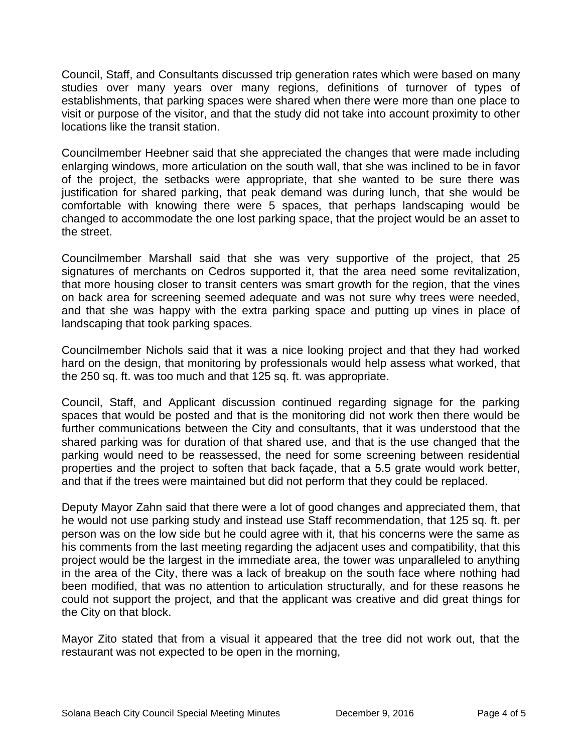Council, Staff, and Consultants discussed trip generation rates which were based on many studies over many years over many regions, definitions of turnover of types of establishments, that parking spaces were shared when there were more than one place to visit or purpose of the visitor, and that the study did not take into account proximity to other locations like the transit station.

Councilmember Heebner said that she appreciated the changes that were made including enlarging windows, more articulation on the south wall, that she was inclined to be in favor of the project, the setbacks were appropriate, that she wanted to be sure there was justification for shared parking, that peak demand was during lunch, that she would be comfortable with knowing there were 5 spaces, that perhaps landscaping would be changed to accommodate the one lost parking space, that the project would be an asset to the street.

Councilmember Marshall said that she was very supportive of the project, that 25 signatures of merchants on Cedros supported it, that the area need some revitalization, that more housing closer to transit centers was smart growth for the region, that the vines on back area for screening seemed adequate and was not sure why trees were needed, and that she was happy with the extra parking space and putting up vines in place of landscaping that took parking spaces.

Councilmember Nichols said that it was a nice looking project and that they had worked hard on the design, that monitoring by professionals would help assess what worked, that the 250 sq. ft. was too much and that 125 sq. ft. was appropriate.

Council, Staff, and Applicant discussion continued regarding signage for the parking spaces that would be posted and that is the monitoring did not work then there would be further communications between the City and consultants, that it was understood that the shared parking was for duration of that shared use, and that is the use changed that the parking would need to be reassessed, the need for some screening between residential properties and the project to soften that back façade, that a 5.5 grate would work better, and that if the trees were maintained but did not perform that they could be replaced.

Deputy Mayor Zahn said that there were a lot of good changes and appreciated them, that he would not use parking study and instead use Staff recommendation, that 125 sq. ft. per person was on the low side but he could agree with it, that his concerns were the same as his comments from the last meeting regarding the adjacent uses and compatibility, that this project would be the largest in the immediate area, the tower was unparalleled to anything in the area of the City, there was a lack of breakup on the south face where nothing had been modified, that was no attention to articulation structurally, and for these reasons he could not support the project, and that the applicant was creative and did great things for the City on that block.

Mayor Zito stated that from a visual it appeared that the tree did not work out, that the restaurant was not expected to be open in the morning,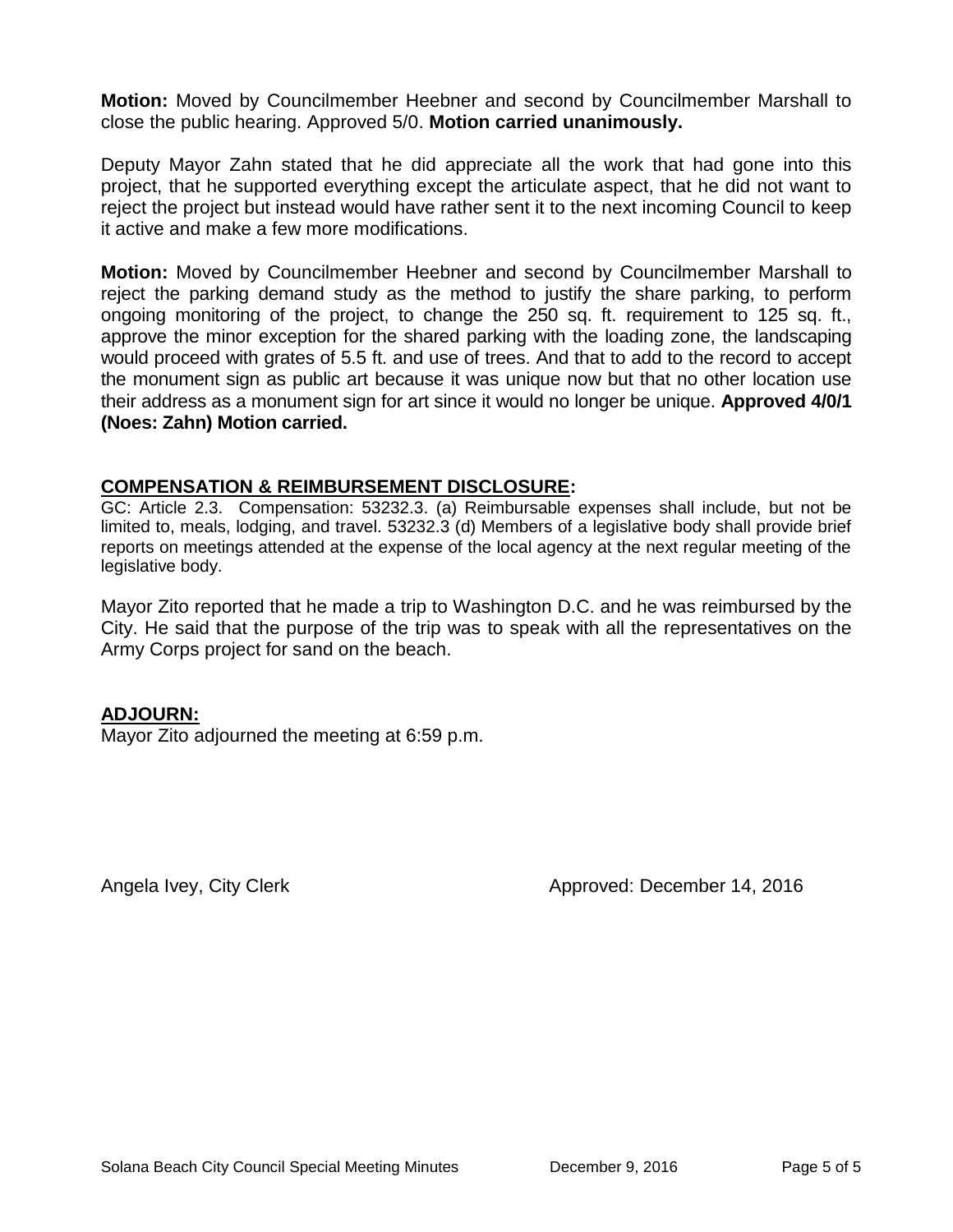**Motion:** Moved by Councilmember Heebner and second by Councilmember Marshall to close the public hearing. Approved 5/0. **Motion carried unanimously.**

Deputy Mayor Zahn stated that he did appreciate all the work that had gone into this project, that he supported everything except the articulate aspect, that he did not want to reject the project but instead would have rather sent it to the next incoming Council to keep it active and make a few more modifications.

**Motion:** Moved by Councilmember Heebner and second by Councilmember Marshall to reject the parking demand study as the method to justify the share parking, to perform ongoing monitoring of the project, to change the 250 sq. ft. requirement to 125 sq. ft., approve the minor exception for the shared parking with the loading zone, the landscaping would proceed with grates of 5.5 ft. and use of trees. And that to add to the record to accept the monument sign as public art because it was unique now but that no other location use their address as a monument sign for art since it would no longer be unique. **Approved 4/0/1 (Noes: Zahn) Motion carried.**

## COMPENSATION & REIMBURSEMENT DISCLOSURE:

GC: Article 2.3. Compensation: 53232.3. (a) Reimbursable expenses shall include, but not be limited to, meals, lodging, and travel. 53232.3 (d) Members of a legislative body shall provide brief reports on meetings attended at the expense of the local agency at the next regular meeting of the legislative body.

Mayor Zito reported that he made a trip to Washington D.C. and he was reimbursed by the City. He said that the purpose of the trip was to speak with all the representatives on the Army Corps project for sand on the beach.

## ADJOURN:

Mayor Zito adjourned the meeting at 6:59 p.m.

Angela Ivey, City Clerk

Approved: December 14, 2016